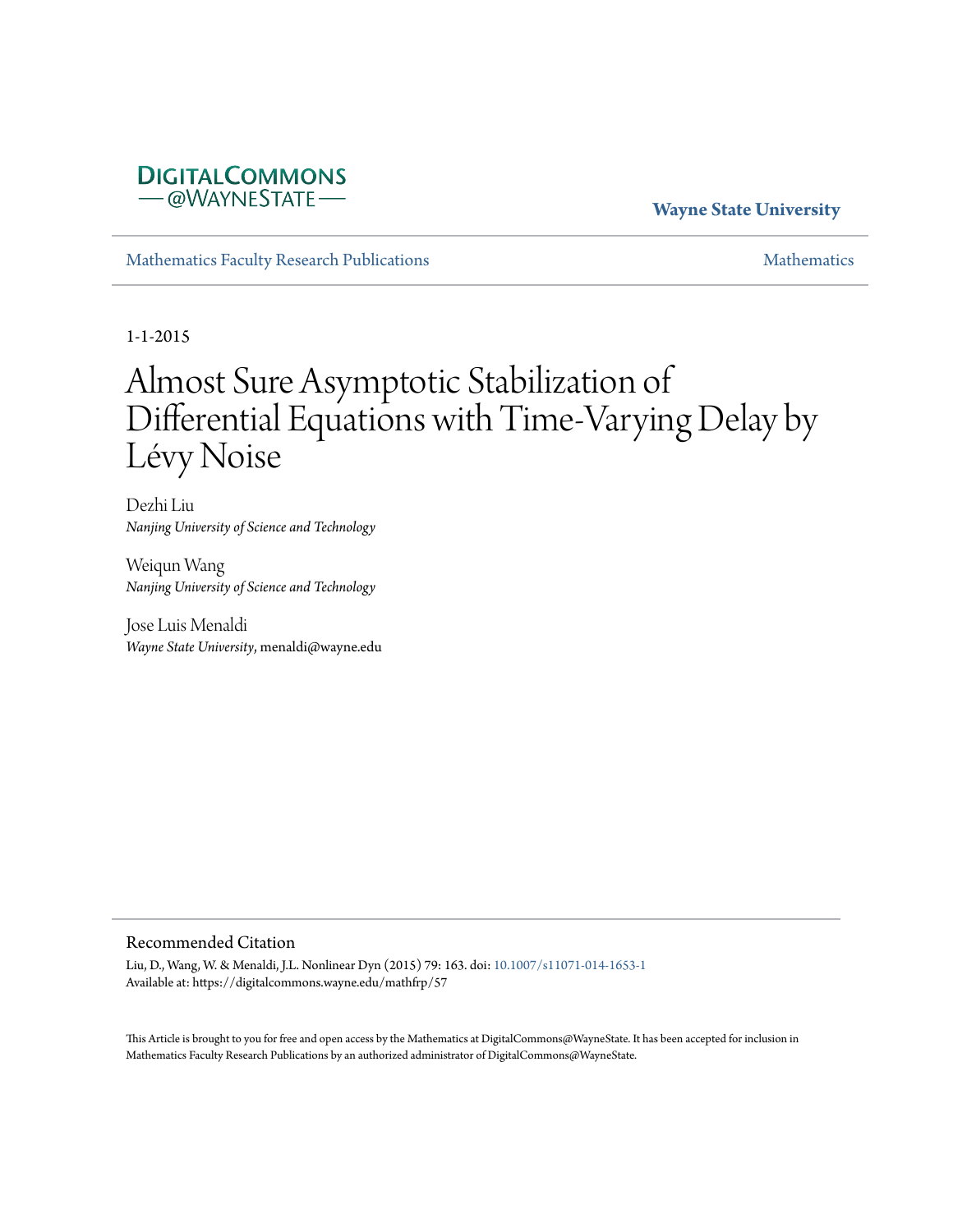DigitalCommons@WayneState

**Wayne State University**

Mathematics Faculty Research Publications | Mathematics

1-1-2015

# Almost Sure Asymptotic Stabilization of Differential Equations with Time-Varying Delay by Lévy Noise

Dezhi Liu
*Nanjing University of Science and Technology*

Weiqun Wang
*Nanjing University of Science and Technology*

Jose Luis Menaldi
*Wayne State University*, menaldi@wayne.edu

## Recommended Citation

Liu, D., Wang, W. & Menaldi, J.L. Nonlinear Dyn (2015) 79: 163. doi: 10.1007/s11071-014-1653-1
Available at: https://digitalcommons.wayne.edu/mathfrp/57

This Article is brought to you for free and open access by the Mathematics at DigitalCommons@WayneState. It has been accepted for inclusion in Mathematics Faculty Research Publications by an authorized administrator of DigitalCommons@WayneState.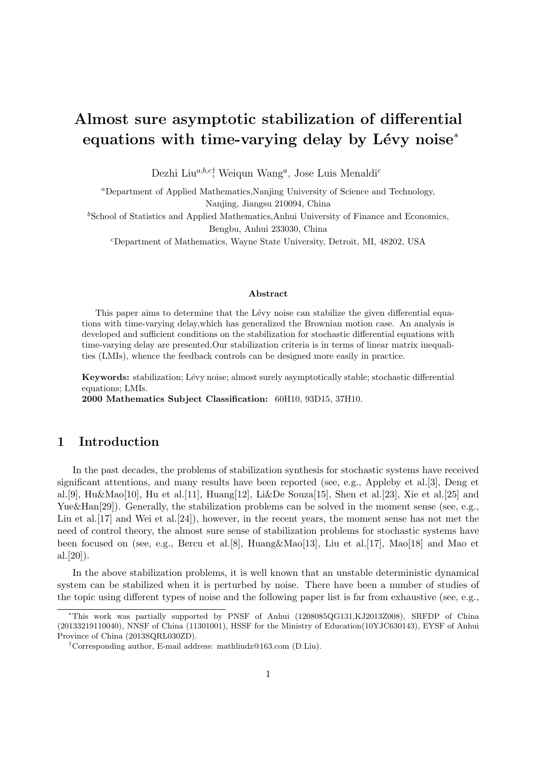# Almost sure asymptotic stabilization of differential equations with time-varying delay by Lévy noise*

Dezhi Liu[a,b,c]†, Weiqun Wang[a], Jose Luis Menaldi[c]

[a]Department of Applied Mathematics,Nanjing University of Science and Technology, Nanjing, Jiangsu 210094, China

[b]School of Statistics and Applied Mathematics,Anhui University of Finance and Economics, Bengbu, Anhui 233030, China

[c]Department of Mathematics, Wayne State University, Detroit, MI, 48202, USA

### Abstract

This paper aims to determine that the Lévy noise can stabilize the given differential equations with time-varying delay,which has generalized the Brownian motion case. An analysis is developed and sufficient conditions on the stabilization for stochastic differential equations with time-varying delay are presented.Our stabilization criteria is in terms of linear matrix inequalities (LMIs), whence the feedback controls can be designed more easily in practice.

**Keywords:** stabilization; Lévy noise; almost surely asymptotically stable; stochastic differential equations; LMIs.

**2000 Mathematics Subject Classification:** 60H10, 93D15, 37H10.

## 1 Introduction

In the past decades, the problems of stabilization synthesis for stochastic systems have received significant attentions, and many results have been reported (see, e.g., Appleby et al.[3], Deng et al.[9], Hu&Mao[10], Hu et al.[11], Huang[12], Li&De Souza[15], Shen et al.[23], Xie et al.[25] and Yue&Han[29]). Generally, the stabilization problems can be solved in the moment sense (see, e.g., Liu et al.[17] and Wei et al.[24]), however, in the recent years, the moment sense has not met the need of control theory, the almost sure sense of stabilization problems for stochastic systems have been focused on (see, e.g., Bercu et al.[8], Huang&Mao[13], Liu et al.[17], Mao[18] and Mao et al.[20]).

In the above stabilization problems, it is well known that an unstable deterministic dynamical system can be stabilized when it is perturbed by noise. There have been a number of studies of the topic using different types of noise and the following paper list is far from exhaustive (see, e.g.,

*This work was partially supported by PNSF of Anhui (1208085QG131,KJ2013Z008), SRFDP of China (20133219110040), NNSF of China (11301001), HSSF for the Ministry of Education(10YJC630143), EYSF of Anhui Province of China (2013SQRL030ZD).

†Corresponding author, E-mail address: mathliudz@163.com (D.Liu).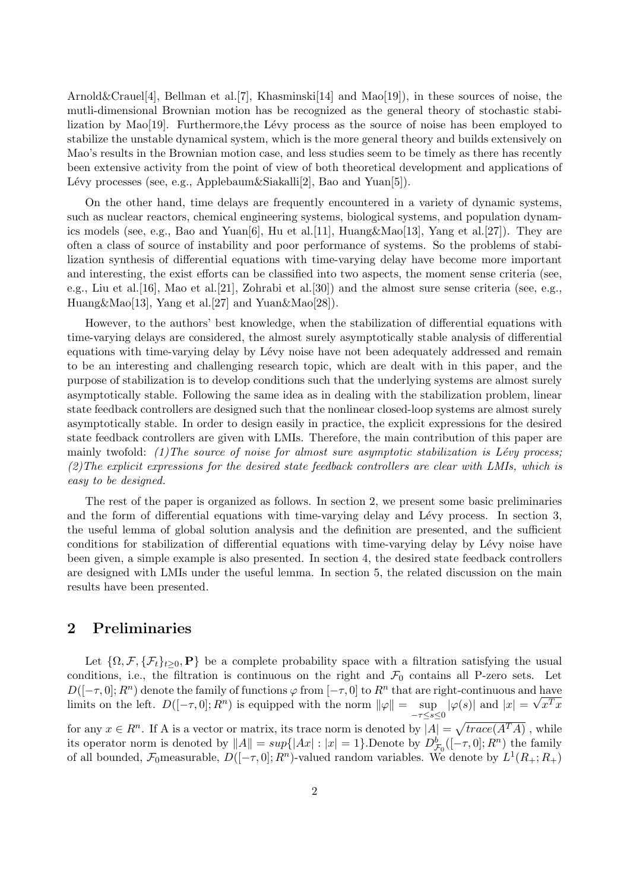Arnold&Crauel[4], Bellman et al.[7], Khasminski[14] and Mao[19]), in these sources of noise, the mutli-dimensional Brownian motion has be recognized as the general theory of stochastic stabilization by Mao[19]. Furthermore,the Lévy process as the source of noise has been employed to stabilize the unstable dynamical system, which is the more general theory and builds extensively on Mao's results in the Brownian motion case, and less studies seem to be timely as there has recently been extensive activity from the point of view of both theoretical development and applications of Lévy processes (see, e.g., Applebaum&Siakalli[2], Bao and Yuan[5]).

On the other hand, time delays are frequently encountered in a variety of dynamic systems, such as nuclear reactors, chemical engineering systems, biological systems, and population dynamics models (see, e.g., Bao and Yuan[6], Hu et al.[11], Huang&Mao[13], Yang et al.[27]). They are often a class of source of instability and poor performance of systems. So the problems of stabilization synthesis of differential equations with time-varying delay have become more important and interesting, the exist efforts can be classified into two aspects, the moment sense criteria (see, e.g., Liu et al.[16], Mao et al.[21], Zohrabi et al.[30]) and the almost sure sense criteria (see, e.g., Huang&Mao[13], Yang et al.[27] and Yuan&Mao[28]).

However, to the authors' best knowledge, when the stabilization of differential equations with time-varying delays are considered, the almost surely asymptotically stable analysis of differential equations with time-varying delay by Lévy noise have not been adequately addressed and remain to be an interesting and challenging research topic, which are dealt with in this paper, and the purpose of stabilization is to develop conditions such that the underlying systems are almost surely asymptotically stable. Following the same idea as in dealing with the stabilization problem, linear state feedback controllers are designed such that the nonlinear closed-loop systems are almost surely asymptotically stable. In order to design easily in practice, the explicit expressions for the desired state feedback controllers are given with LMIs. Therefore, the main contribution of this paper are mainly twofold: *(1)The source of noise for almost sure asymptotic stabilization is Lévy process; (2)The explicit expressions for the desired state feedback controllers are clear with LMIs, which is easy to be designed.*

The rest of the paper is organized as follows. In section 2, we present some basic preliminaries and the form of differential equations with time-varying delay and Lévy process. In section 3, the useful lemma of global solution analysis and the definition are presented, and the sufficient conditions for stabilization of differential equations with time-varying delay by Lévy noise have been given, a simple example is also presented. In section 4, the desired state feedback controllers are designed with LMIs under the useful lemma. In section 5, the related discussion on the main results have been presented.

## 2 Preliminaries

Let $\{\Omega, \mathcal{F}, \{\mathcal{F}_t\}_{t\geq 0}, \mathbf{P}\}$ be a complete probability space with a filtration satisfying the usual conditions, i.e., the filtration is continuous on the right and $\mathcal{F}_0$ contains all P-zero sets. Let $D([-\tau, 0]; R^n)$ denote the family of functions $\varphi$ from $[-\tau, 0]$ to $R^n$ that are right-continuous and have limits on the left. $D([-\tau, 0]; R^n)$ is equipped with the norm $\|\varphi\| = \sup_{-\tau\leq s\leq 0} |\varphi(s)|$ and $|x| = \sqrt{x^T x}$ for any $x \in R^n$. If A is a vector or matrix, its trace norm is denoted by $|A| = \sqrt{trace(A^T A)}$ , while its operator norm is denoted by $\|A\| = sup\{|Ax| : |x| = 1\}$.Denote by $D^b_{\mathcal{F}_0}([-\tau, 0]; R^n)$ the family of all bounded, $\mathcal{F}_0$measurable, $D([-\tau, 0]; R^n)$-valued random variables. We denote by $L^1(R_+; R_+)$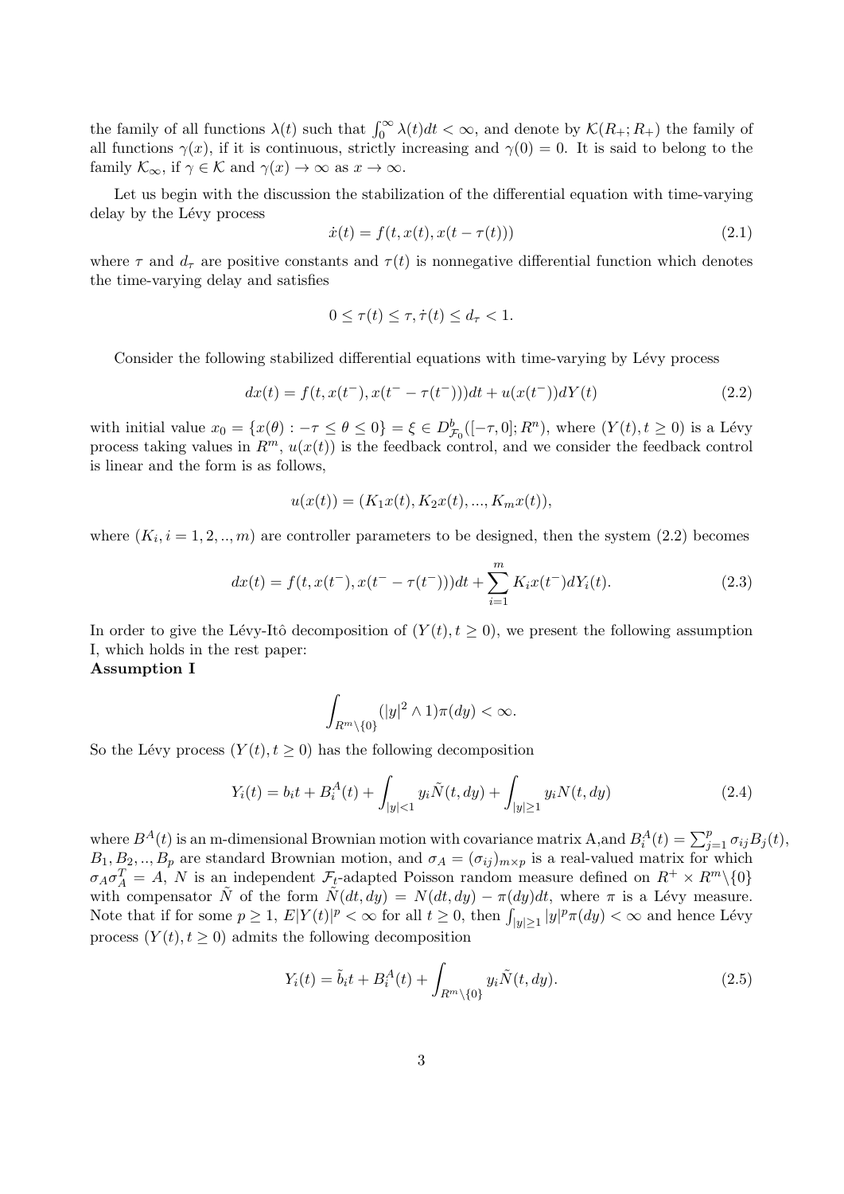the family of all functions $\lambda(t)$ such that $\int_0^\infty \lambda(t)dt < \infty$, and denote by $\mathcal{K}(R_+; R_+)$ the family of all functions $\gamma(x)$, if it is continuous, strictly increasing and $\gamma(0) = 0$. It is said to belong to the family $\mathcal{K}_\infty$, if $\gamma \in \mathcal{K}$ and $\gamma(x) \to \infty$ as $x \to \infty$.

Let us begin with the discussion the stabilization of the differential equation with time-varying delay by the Lévy process

$$\dot{x}(t) = f(t, x(t), x(t - \tau(t))) \tag{2.1}$$

where $\tau$ and $d_\tau$ are positive constants and $\tau(t)$ is nonnegative differential function which denotes the time-varying delay and satisfies

$$0 \leq \tau(t) \leq \tau, \dot{\tau}(t) \leq d_\tau < 1.$$

Consider the following stabilized differential equations with time-varying by Lévy process

$$dx(t) = f(t, x(t^-), x(t^- - \tau(t^-)))dt + u(x(t^-))dY(t) \tag{2.2}$$

with initial value $x_0 = \{x(\theta) : -\tau \leq \theta \leq 0\} = \xi \in D^b_{\mathcal{F}_0}([-\tau, 0]; R^n)$, where $(Y(t), t \geq 0)$ is a Lévy process taking values in $R^m$, $u(x(t))$ is the feedback control, and we consider the feedback control is linear and the form is as follows,

$$u(x(t)) = (K_1 x(t), K_2 x(t), ..., K_m x(t)),$$

where $(K_i, i = 1, 2, .., m)$ are controller parameters to be designed, then the system (2.2) becomes

$$dx(t) = f(t, x(t^-), x(t^- - \tau(t^-)))dt + \sum_{i=1}^{m} K_i x(t^-)dY_i(t). \tag{2.3}$$

In order to give the Lévy-Itô decomposition of $(Y(t), t \geq 0)$, we present the following assumption I, which holds in the rest paper:

**Assumption I**

$$\int_{R^m \setminus \{0\}} (|y|^2 \wedge 1)\pi(dy) < \infty.$$

So the Lévy process $(Y(t), t \geq 0)$ has the following decomposition

$$Y_i(t) = b_i t + B_i^A(t) + \int_{|y|<1} y_i \tilde{N}(t, dy) + \int_{|y|\geq 1} y_i N(t, dy) \tag{2.4}$$

where $B^A(t)$ is an m-dimensional Brownian motion with covariance matrix A,and $B_i^A(t) = \sum_{j=1}^{p} \sigma_{ij} B_j(t)$, $B_1, B_2, .., B_p$ are standard Brownian motion, and $\sigma_A = (\sigma_{ij})_{m \times p}$ is a real-valued matrix for which $\sigma_A \sigma_A^T = A$, $N$ is an independent $\mathcal{F}_t$-adapted Poisson random measure defined on $R^+ \times R^m \setminus \{0\}$ with compensator $\tilde{N}$ of the form $\tilde{N}(dt, dy) = N(dt, dy) - \pi(dy)dt$, where $\pi$ is a Lévy measure. Note that if for some $p \geq 1$, $E|Y(t)|^p < \infty$ for all $t \geq 0$, then $\int_{|y|\geq 1} |y|^p \pi(dy) < \infty$ and hence Lévy process $(Y(t), t \geq 0)$ admits the following decomposition

$$Y_i(t) = \tilde{b}_i t + B_i^A(t) + \int_{R^m \setminus \{0\}} y_i \tilde{N}(t, dy). \tag{2.5}$$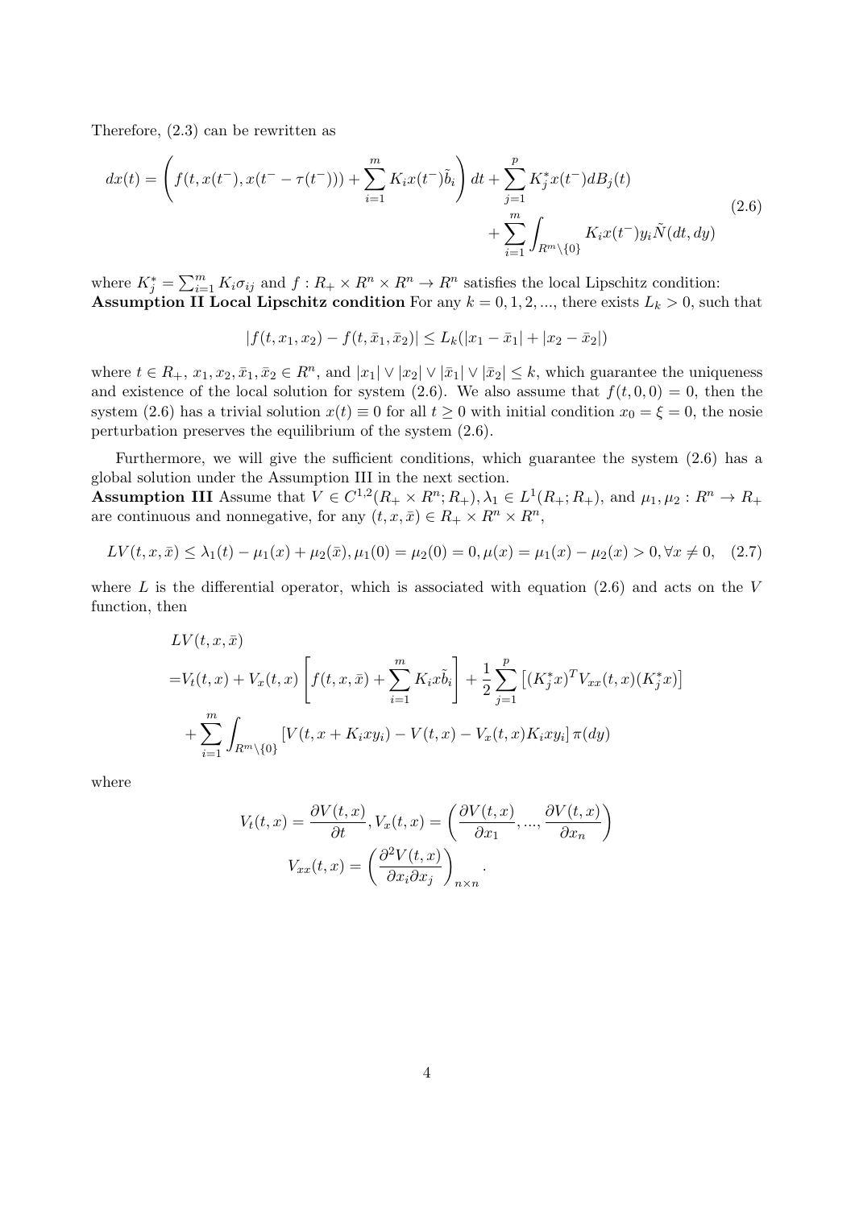Therefore, (2.3) can be rewritten as

$$
\begin{aligned}
dx(t) = \left( f(t, x(t^-), x(t^- - \tau(t^-))) + \sum_{i=1}^{m} K_i x(t^-)\tilde{b}_i \right) dt + \sum_{j=1}^{p} K_j^* x(t^-) dB_j(t) \\
+ \sum_{i=1}^{m} \int_{R^m \setminus \{0\}} K_i x(t^-) y_i \tilde{N}(dt, dy)
\end{aligned}
\tag{2.6}
$$

where $K_j^* = \sum_{i=1}^{m} K_i \sigma_{ij}$ and $f : R_+ \times R^n \times R^n \to R^n$ satisfies the local Lipschitz condition:
**Assumption II Local Lipschitz condition** For any $k = 0, 1, 2, ...$, there exists $L_k > 0$, such that

$$
|f(t, x_1, x_2) - f(t, \bar{x}_1, \bar{x}_2)| \le L_k(|x_1 - \bar{x}_1| + |x_2 - \bar{x}_2|)
$$

where $t \in R_+$, $x_1, x_2, \bar{x}_1, \bar{x}_2 \in R^n$, and $|x_1| \vee |x_2| \vee |\bar{x}_1| \vee |\bar{x}_2| \le k$, which guarantee the uniqueness and existence of the local solution for system (2.6). We also assume that $f(t, 0, 0) = 0$, then the system (2.6) has a trivial solution $x(t) \equiv 0$ for all $t \ge 0$ with initial condition $x_0 = \xi = 0$, the nosie perturbation preserves the equilibrium of the system (2.6).

Furthermore, we will give the sufficient conditions, which guarantee the system (2.6) has a global solution under the Assumption III in the next section.
**Assumption III** Assume that $V \in C^{1,2}(R_+ \times R^n; R_+)$, $\lambda_1 \in L^1(R_+; R_+)$, and $\mu_1, \mu_2 : R^n \to R_+$ are continuous and nonnegative, for any $(t, x, \bar{x}) \in R_+ \times R^n \times R^n$,

$$
LV(t, x, \bar{x}) \le \lambda_1(t) - \mu_1(x) + \mu_2(\bar{x}), \mu_1(0) = \mu_2(0) = 0, \mu(x) = \mu_1(x) - \mu_2(x) > 0, \forall x \ne 0, \tag{2.7}
$$

where $L$ is the differential operator, which is associated with equation (2.6) and acts on the $V$ function, then

$$
\begin{aligned}
& LV(t, x, \bar{x}) \\
=& V_t(t, x) + V_x(t, x) \left[ f(t, x, \bar{x}) + \sum_{i=1}^{m} K_i x \tilde{b}_i \right] + \frac{1}{2} \sum_{j=1}^{p} \left[ (K_j^* x)^T V_{xx}(t, x)(K_j^* x) \right] \\
& + \sum_{i=1}^{m} \int_{R^m \setminus \{0\}} \left[ V(t, x + K_i x y_i) - V(t, x) - V_x(t, x) K_i x y_i \right] \pi(dy)
\end{aligned}
$$

where

$$
V_t(t, x) = \frac{\partial V(t, x)}{\partial t}, V_x(t, x) = \left( \frac{\partial V(t, x)}{\partial x_1}, ..., \frac{\partial V(t, x)}{\partial x_n} \right)
$$

$$
V_{xx}(t, x) = \left( \frac{\partial^2 V(t, x)}{\partial x_i \partial x_j} \right)_{n \times n}.
$$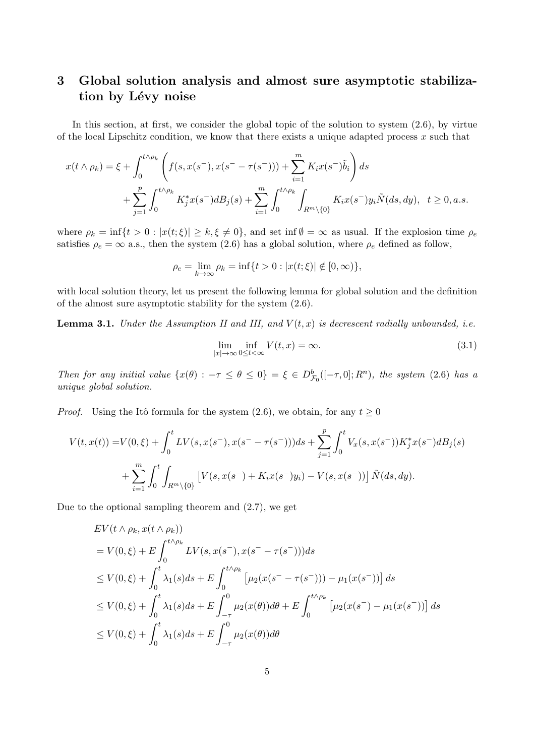# 3 Global solution analysis and almost sure asymptotic stabilization by Lévy noise

In this section, at first, we consider the global topic of the solution to system (2.6), by virtue of the local Lipschitz condition, we know that there exists a unique adapted process $x$ such that

$$
\begin{aligned}
x(t \wedge \rho_k) = \xi &+ \int_0^{t\wedge\rho_k} \left( f(s, x(s^-), x(s^- - \tau(s^-))) + \sum_{i=1}^m K_i x(s^-)\tilde{b}_i \right) ds \\
&+ \sum_{j=1}^p \int_0^{t\wedge\rho_k} K_j^* x(s^-) dB_j(s) + \sum_{i=1}^m \int_0^{t\wedge\rho_k} \int_{R^m\setminus\{0\}} K_i x(s^-) y_i \tilde{N}(ds, dy), \quad t \geq 0, a.s.
\end{aligned}
$$

where $\rho_k = \inf\{t > 0 : |x(t;\xi)| \geq k, \xi \neq 0\}$, and set $\inf \emptyset = \infty$ as usual. If the explosion time $\rho_e$ satisfies $\rho_e = \infty$ a.s., then the system (2.6) has a global solution, where $\rho_e$ defined as follow,

$$
\rho_e = \lim_{k\to\infty} \rho_k = \inf\{t > 0 : |x(t;\xi)| \notin [0, \infty)\},
$$

with local solution theory, let us present the following lemma for global solution and the definition of the almost sure asymptotic stability for the system (2.6).

**Lemma 3.1.** *Under the Assumption II and III, and $V(t,x)$ is decrescent radially unbounded, i.e.*

$$
\lim_{|x|\to\infty} \inf_{0\leq t<\infty} V(t,x) = \infty. \tag{3.1}
$$

*Then for any initial value $\{x(\theta) : -\tau \leq \theta \leq 0\} = \xi \in D^b_{\mathcal{F}_0}([-\tau, 0]; R^n)$, the system (2.6) has a unique global solution.*

*Proof.* Using the Itô formula for the system (2.6), we obtain, for any $t \geq 0$

$$
\begin{aligned}
V(t, x(t)) = &V(0, \xi) + \int_0^t LV(s, x(s^-), x(s^- - \tau(s^-)))ds + \sum_{j=1}^p \int_0^t V_x(s, x(s^-)) K_j^* x(s^-) dB_j(s) \\
&+ \sum_{i=1}^m \int_0^t \int_{R^m\setminus\{0\}} \left[ V(s, x(s^-) + K_i x(s^-) y_i) - V(s, x(s^-)) \right] \tilde{N}(ds, dy).
\end{aligned}
$$

Due to the optional sampling theorem and (2.7), we get

$$
\begin{aligned}
&EV(t\wedge\rho_k, x(t\wedge\rho_k)) \\
&= V(0,\xi) + E\int_0^{t\wedge\rho_k} LV(s, x(s^-), x(s^- - \tau(s^-)))ds \\
&\leq V(0,\xi) + \int_0^t \lambda_1(s)ds + E\int_0^{t\wedge\rho_k} \left[ \mu_2(x(s^- - \tau(s^-))) - \mu_1(x(s^-)) \right] ds \\
&\leq V(0,\xi) + \int_0^t \lambda_1(s)ds + E\int_{-\tau}^0 \mu_2(x(\theta))d\theta + E\int_0^{t\wedge\rho_k} \left[ \mu_2(x(s^-) - \mu_1(x(s^-)) \right] ds \\
&\leq V(0,\xi) + \int_0^t \lambda_1(s)ds + E\int_{-\tau}^0 \mu_2(x(\theta))d\theta
\end{aligned}
$$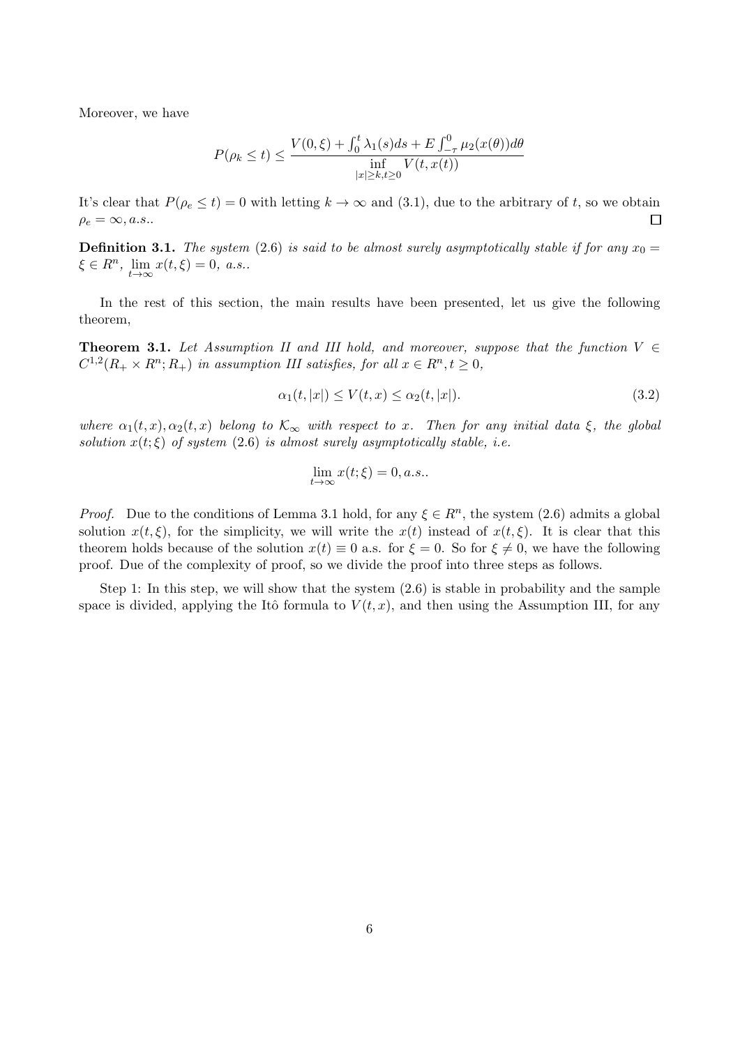Moreover, we have

$$P(\rho_k \leq t) \leq \frac{V(0,\xi) + \int_0^t \lambda_1(s)ds + E\int_{-\tau}^0 \mu_2(x(\theta))d\theta}{\inf\limits_{|x|\geq k, t\geq 0} V(t, x(t))}$$

It's clear that $P(\rho_e \leq t) = 0$ with letting $k \to \infty$ and (3.1), due to the arbitrary of $t$, so we obtain $\rho_e = \infty, a.s.$. □

**Definition 3.1.** *The system* (2.6) *is said to be almost surely asymptotically stable if for any $x_0 = \xi \in R^n$, $\lim\limits_{t\to\infty} x(t,\xi) = 0$, a.s..*

In the rest of this section, the main results have been presented, let us give the following theorem,

**Theorem 3.1.** *Let Assumption II and III hold, and moreover, suppose that the function $V \in C^{1,2}(R_+ \times R^n; R_+)$ in assumption III satisfies, for all $x \in R^n, t \geq 0$,*

$$\alpha_1(t,|x|) \leq V(t,x) \leq \alpha_2(t,|x|). \tag{3.2}$$

*where $\alpha_1(t,x), \alpha_2(t,x)$ belong to $\mathcal{K}_\infty$ with respect to $x$. Then for any initial data $\xi$, the global solution $x(t;\xi)$ of system* (2.6) *is almost surely asymptotically stable, i.e.*

$$\lim_{t\to\infty} x(t;\xi) = 0, a.s..$$

*Proof.* Due to the conditions of Lemma 3.1 hold, for any $\xi \in R^n$, the system (2.6) admits a global solution $x(t,\xi)$, for the simplicity, we will write the $x(t)$ instead of $x(t,\xi)$. It is clear that this theorem holds because of the solution $x(t) \equiv 0$ a.s. for $\xi = 0$. So for $\xi \neq 0$, we have the following proof. Due of the complexity of proof, so we divide the proof into three steps as follows.

Step 1: In this step, we will show that the system (2.6) is stable in probability and the sample space is divided, applying the Itô formula to $V(t,x)$, and then using the Assumption III, for any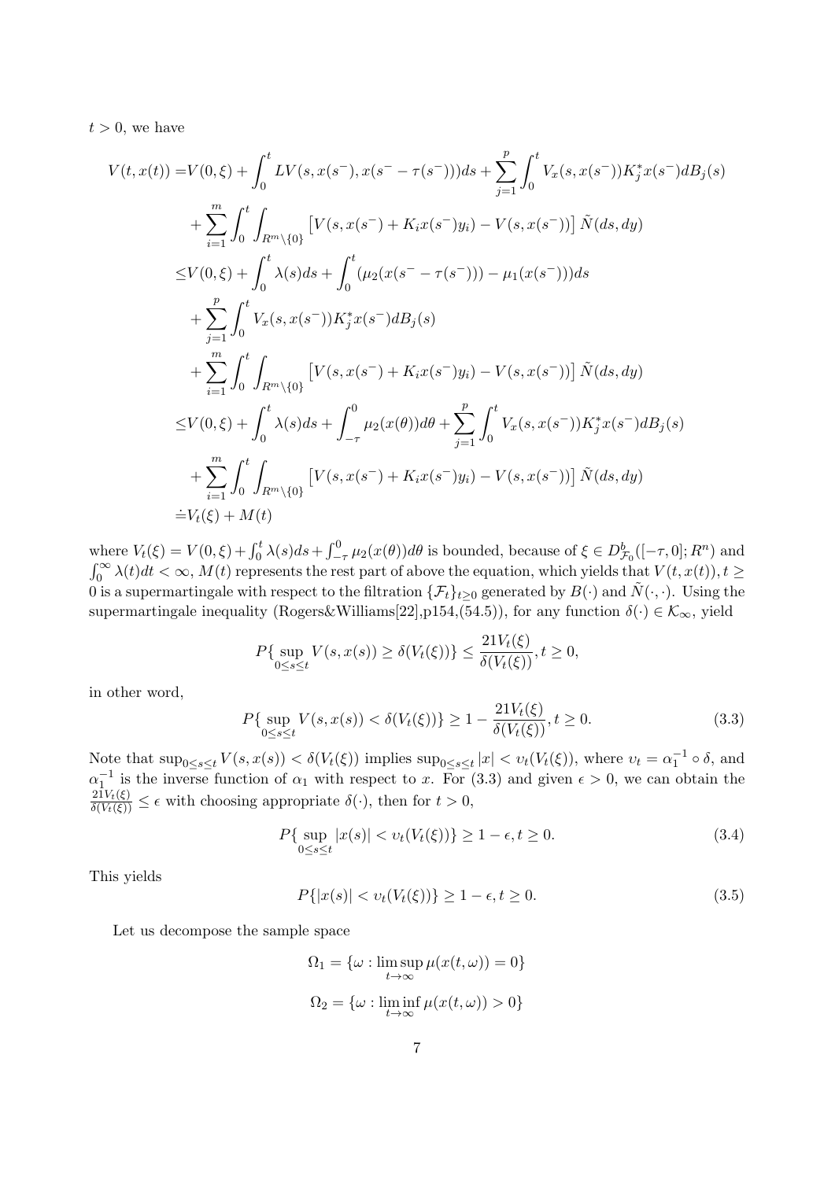$t > 0$, we have

$$
\begin{aligned}
V(t,x(t)) =& V(0,\xi) + \int_0^t LV(s,x(s^-),x(s^- - \tau(s^-)))ds + \sum_{j=1}^p \int_0^t V_x(s,x(s^-))K_j^* x(s^-)dB_j(s) \\
&+ \sum_{i=1}^m \int_0^t \int_{R^m\setminus\{0\}} \left[V(s,x(s^-)+K_i x(s^-)y_i) - V(s,x(s^-))\right]\tilde{N}(ds,dy) \\
\le& V(0,\xi) + \int_0^t \lambda(s)ds + \int_0^t (\mu_2(x(s^- - \tau(s^-))) - \mu_1(x(s^-)))ds \\
&+ \sum_{j=1}^p \int_0^t V_x(s,x(s^-))K_j^* x(s^-)dB_j(s) \\
&+ \sum_{i=1}^m \int_0^t \int_{R^m\setminus\{0\}} \left[V(s,x(s^-)+K_i x(s^-)y_i) - V(s,x(s^-))\right]\tilde{N}(ds,dy) \\
\le& V(0,\xi) + \int_0^t \lambda(s)ds + \int_{-\tau}^0 \mu_2(x(\theta))d\theta + \sum_{j=1}^p \int_0^t V_x(s,x(s^-))K_j^* x(s^-)dB_j(s) \\
&+ \sum_{i=1}^m \int_0^t \int_{R^m\setminus\{0\}} \left[V(s,x(s^-)+K_i x(s^-)y_i) - V(s,x(s^-))\right]\tilde{N}(ds,dy) \\
\doteq& V_t(\xi) + M(t)
\end{aligned}
$$

where $V_t(\xi) = V(0,\xi) + \int_0^t \lambda(s)ds + \int_{-\tau}^0 \mu_2(x(\theta))d\theta$ is bounded, because of $\xi \in D^b_{\mathcal{F}_0}([-\tau,0];R^n)$ and $\int_0^\infty \lambda(t)dt < \infty$, $M(t)$ represents the rest part of above the equation, which yields that $V(t,x(t)), t \ge 0$ is a supermartingale with respect to the filtration $\{\mathcal{F}_t\}_{t\ge 0}$ generated by $B(\cdot)$ and $\tilde{N}(\cdot,\cdot)$. Using the supermartingale inequality (Rogers&Williams[22],p154,(54.5)), for any function $\delta(\cdot) \in \mathcal{K}_\infty$, yield

$$
P\{\sup_{0\le s\le t} V(s,x(s)) \ge \delta(V_t(\xi))\} \le \frac{21V_t(\xi)}{\delta(V_t(\xi))}, t \ge 0,
$$

in other word,

$$
P\{\sup_{0\le s\le t} V(s,x(s)) < \delta(V_t(\xi))\} \ge 1 - \frac{21V_t(\xi)}{\delta(V_t(\xi))}, t \ge 0. \tag{3.3}
$$

Note that $\sup_{0\le s\le t} V(s,x(s)) < \delta(V_t(\xi))$ implies $\sup_{0\le s\le t} |x| < \upsilon_t(V_t(\xi))$, where $\upsilon_t = \alpha_1^{-1} \circ \delta$, and $\alpha_1^{-1}$ is the inverse function of $\alpha_1$ with respect to $x$. For (3.3) and given $\epsilon > 0$, we can obtain the $\frac{21V_t(\xi)}{\delta(V_t(\xi))} \le \epsilon$ with choosing appropriate $\delta(\cdot)$, then for $t > 0$,

$$
P\{\sup_{0\le s\le t} |x(s)| < \upsilon_t(V_t(\xi))\} \ge 1 - \epsilon, t \ge 0. \tag{3.4}
$$

This yields

$$
P\{|x(s)| < \upsilon_t(V_t(\xi))\} \ge 1 - \epsilon, t \ge 0. \tag{3.5}
$$

Let us decompose the sample space

$$
\Omega_1 = \{\omega : \limsup_{t\to\infty} \mu(x(t,\omega)) = 0\}
$$

$$
\Omega_2 = \{\omega : \liminf_{t\to\infty} \mu(x(t,\omega)) > 0\}
$$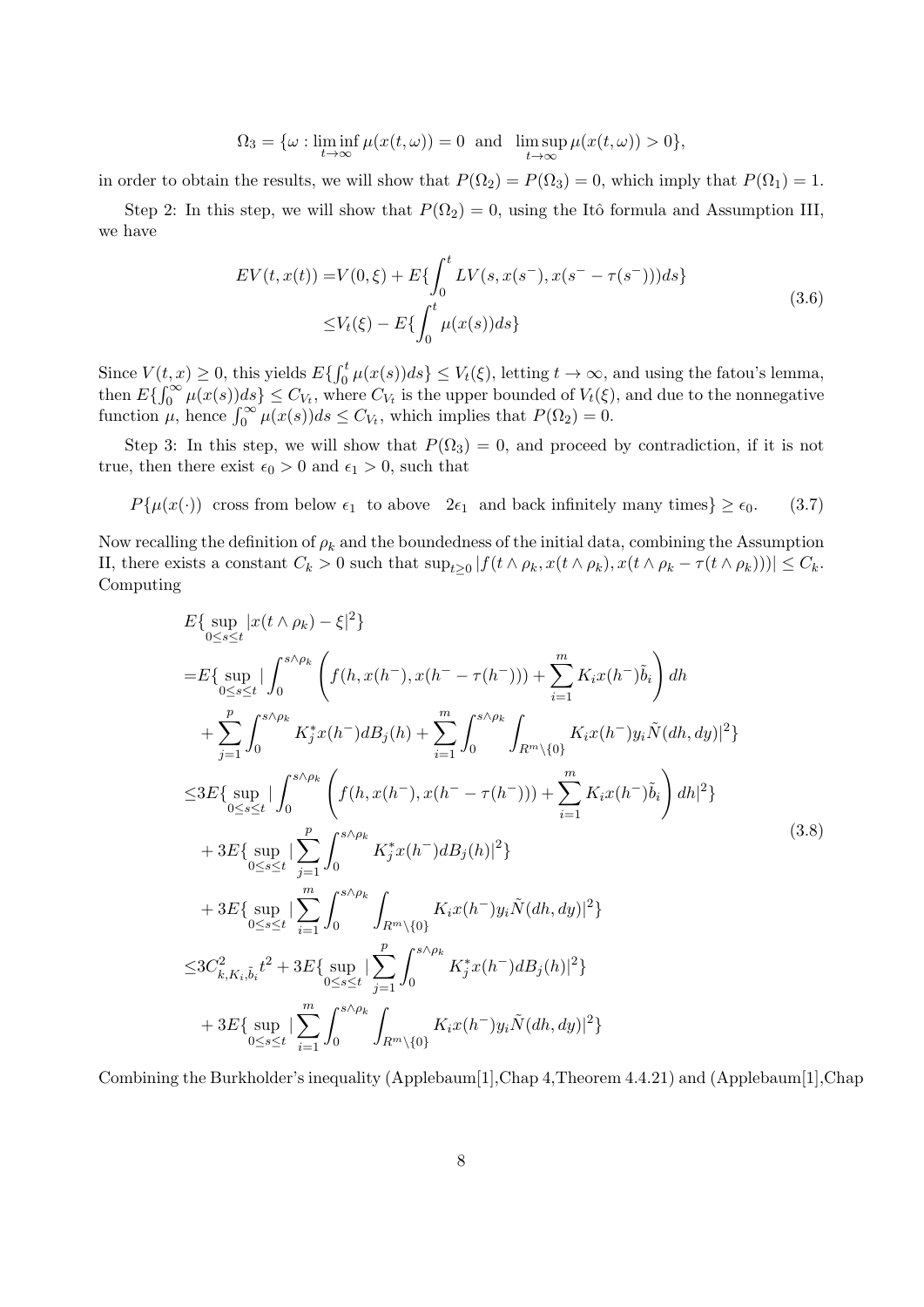$$\Omega_3 = \{\omega : \liminf_{t\to\infty} \mu(x(t,\omega)) = 0 \;\text{ and }\; \limsup_{t\to\infty} \mu(x(t,\omega)) > 0\},$$

in order to obtain the results, we will show that $P(\Omega_2) = P(\Omega_3) = 0$, which imply that $P(\Omega_1) = 1$.

Step 2: In this step, we will show that $P(\Omega_2) = 0$, using the Itô formula and Assumption III, we have

$$
\begin{aligned}
EV(t,x(t)) =& V(0,\xi) + E\{\int_0^t LV(s, x(s^-), x(s^- - \tau(s^-)))ds\} \\
\leq& V_t(\xi) - E\{\int_0^t \mu(x(s))ds\}
\end{aligned}
\tag{3.6}
$$

Since $V(t,x) \geq 0$, this yields $E\{\int_0^t \mu(x(s))ds\} \leq V_t(\xi)$, letting $t \to \infty$, and using the fatou's lemma, then $E\{\int_0^\infty \mu(x(s))ds\} \leq C_{V_t}$, where $C_{V_t}$ is the upper bounded of $V_t(\xi)$, and due to the nonnegative function $\mu$, hence $\int_0^\infty \mu(x(s))ds \leq C_{V_t}$, which implies that $P(\Omega_2) = 0$.

Step 3: In this step, we will show that $P(\Omega_3) = 0$, and proceed by contradiction, if it is not true, then there exist $\epsilon_0 > 0$ and $\epsilon_1 > 0$, such that

$$P\{\mu(x(\cdot)) \;\text{ cross from below } \epsilon_1 \;\text{ to above }\; 2\epsilon_1 \;\text{ and back infinitely many times}\} \geq \epsilon_0. \tag{3.7}$$

Now recalling the definition of $\rho_k$ and the boundedness of the initial data, combining the Assumption II, there exists a constant $C_k > 0$ such that $\sup_{t\geq 0} |f(t\wedge\rho_k, x(t\wedge\rho_k), x(t\wedge\rho_k - \tau(t\wedge\rho_k)))| \leq C_k$. Computing

$$
\begin{aligned}
& E\{\sup_{0\leq s\leq t} |x(t\wedge\rho_k) - \xi|^2\} \\
=& E\{\sup_{0\leq s\leq t} |\int_0^{s\wedge\rho_k} \left( f(h, x(h^-), x(h^- - \tau(h^-))) + \sum_{i=1}^m K_i x(h^-)\tilde{b}_i \right) dh \\
& + \sum_{j=1}^p \int_0^{s\wedge\rho_k} K_j^* x(h^-) dB_j(h) + \sum_{i=1}^m \int_0^{s\wedge\rho_k} \int_{R^m\setminus\{0\}} K_i x(h^-) y_i \tilde{N}(dh,dy)|^2\} \\
\leq& 3E\{\sup_{0\leq s\leq t} |\int_0^{s\wedge\rho_k} \left( f(h, x(h^-), x(h^- - \tau(h^-))) + \sum_{i=1}^m K_i x(h^-)\tilde{b}_i \right) dh|^2\} \\
& + 3E\{\sup_{0\leq s\leq t} |\sum_{j=1}^p \int_0^{s\wedge\rho_k} K_j^* x(h^-) dB_j(h)|^2\} \\
& + 3E\{\sup_{0\leq s\leq t} |\sum_{i=1}^m \int_0^{s\wedge\rho_k} \int_{R^m\setminus\{0\}} K_i x(h^-) y_i \tilde{N}(dh,dy)|^2\} \\
\leq& 3C_{k,K_i,\tilde{b}_i}^2 t^2 + 3E\{\sup_{0\leq s\leq t} |\sum_{j=1}^p \int_0^{s\wedge\rho_k} K_j^* x(h^-) dB_j(h)|^2\} \\
& + 3E\{\sup_{0\leq s\leq t} |\sum_{i=1}^m \int_0^{s\wedge\rho_k} \int_{R^m\setminus\{0\}} K_i x(h^-) y_i \tilde{N}(dh,dy)|^2\}
\end{aligned}
\tag{3.8}
$$

Combining the Burkholder's inequality (Applebaum[1],Chap 4,Theorem 4.4.21) and (Applebaum[1],Chap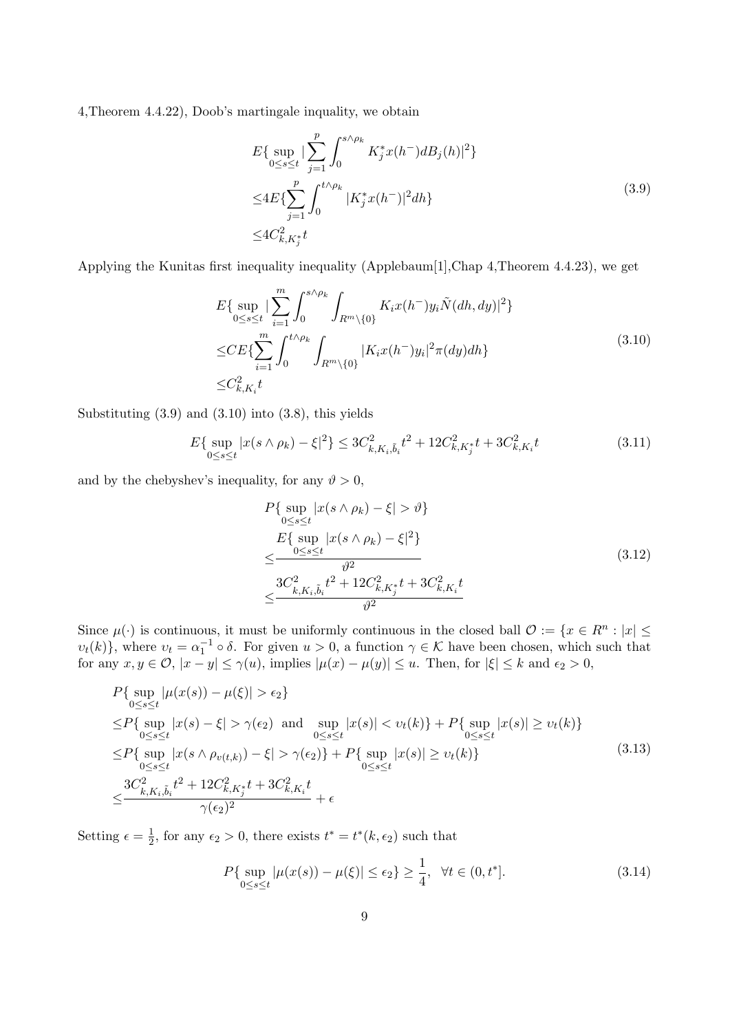4,Theorem 4.4.22), Doob's martingale inquality, we obtain

$$
\begin{aligned}
&E\{\sup_{0\leq s\leq t}|\sum_{j=1}^{p}\int_{0}^{s\wedge\rho_k}K_j^*x(h^-)dB_j(h)|^2\} \\
\leq &4E\{\sum_{j=1}^{p}\int_{0}^{t\wedge\rho_k}|K_j^*x(h^-)|^2dh\} \\
\leq &4C_{k,K_j^*}^2 t
\end{aligned}
\tag{3.9}
$$

Applying the Kunitas first inequality inequality (Applebaum[1],Chap 4,Theorem 4.4.23), we get

$$
\begin{aligned}
&E\{\sup_{0\leq s\leq t}|\sum_{i=1}^{m}\int_{0}^{s\wedge\rho_k}\int_{R^m\setminus\{0\}}K_ix(h^-)y_i\tilde{N}(dh,dy)|^2\} \\
\leq &CE\{\sum_{i=1}^{m}\int_{0}^{t\wedge\rho_k}\int_{R^m\setminus\{0\}}|K_ix(h^-)y_i|^2\pi(dy)dh\} \\
\leq &C_{k,K_i}^2 t
\end{aligned}
\tag{3.10}
$$

Substituting (3.9) and (3.10) into (3.8), this yields

$$
E\{\sup_{0\leq s\leq t}|x(s\wedge\rho_k)-\xi|^2\}\leq 3C_{k,K_i,\tilde{b}_i}^2 t^2+12C_{k,K_j^*}^2 t+3C_{k,K_i}^2 t
\tag{3.11}
$$

and by the chebyshev's inequality, for any $\vartheta>0$,

$$
\begin{aligned}
&P\{\sup_{0\leq s\leq t}|x(s\wedge\rho_k)-\xi|>\vartheta\} \\
\leq &\frac{E\{\sup_{0\leq s\leq t}|x(s\wedge\rho_k)-\xi|^2\}}{\vartheta^2} \\
\leq &\frac{3C_{k,K_i,\tilde{b}_i}^2 t^2+12C_{k,K_j^*}^2 t+3C_{k,K_i}^2 t}{\vartheta^2}
\end{aligned}
\tag{3.12}
$$

Since $\mu(\cdot)$ is continuous, it must be uniformly continuous in the closed ball $\mathcal{O}:=\{x\in R^n:|x|\leq \upsilon_t(k)\}$, where $\upsilon_t=\alpha_1^{-1}\circ\delta$. For given $u>0$, a function $\gamma\in\mathcal{K}$ have been chosen, which such that for any $x,y\in\mathcal{O}$, $|x-y|\leq\gamma(u)$, implies $|\mu(x)-\mu(y)|\leq u$. Then, for $|\xi|\leq k$ and $\epsilon_2>0$,

$$
\begin{aligned}
&P\{\sup_{0\leq s\leq t}|\mu(x(s))-\mu(\xi)|>\epsilon_2\} \\
\leq &P\{\sup_{0\leq s\leq t}|x(s)-\xi|>\gamma(\epsilon_2)\ \text{ and }\ \sup_{0\leq s\leq t}|x(s)|<\upsilon_t(k)\}+P\{\sup_{0\leq s\leq t}|x(s)|\geq\upsilon_t(k)\} \\
\leq &P\{\sup_{0\leq s\leq t}|x(s\wedge\rho_{\upsilon(t,k)})-\xi|>\gamma(\epsilon_2)\}+P\{\sup_{0\leq s\leq t}|x(s)|\geq\upsilon_t(k)\} \\
\leq &\frac{3C_{k,K_i,\tilde{b}_i}^2 t^2+12C_{k,K_j^*}^2 t+3C_{k,K_i}^2 t}{\gamma(\epsilon_2)^2}+\epsilon
\end{aligned}
\tag{3.13}
$$

Setting $\epsilon=\frac{1}{2}$, for any $\epsilon_2>0$, there exists $t^*=t^*(k,\epsilon_2)$ such that

$$
P\{\sup_{0\leq s\leq t}|\mu(x(s))-\mu(\xi)|\leq\epsilon_2\}\geq\frac{1}{4},\ \ \forall t\in(0,t^*].
\tag{3.14}
$$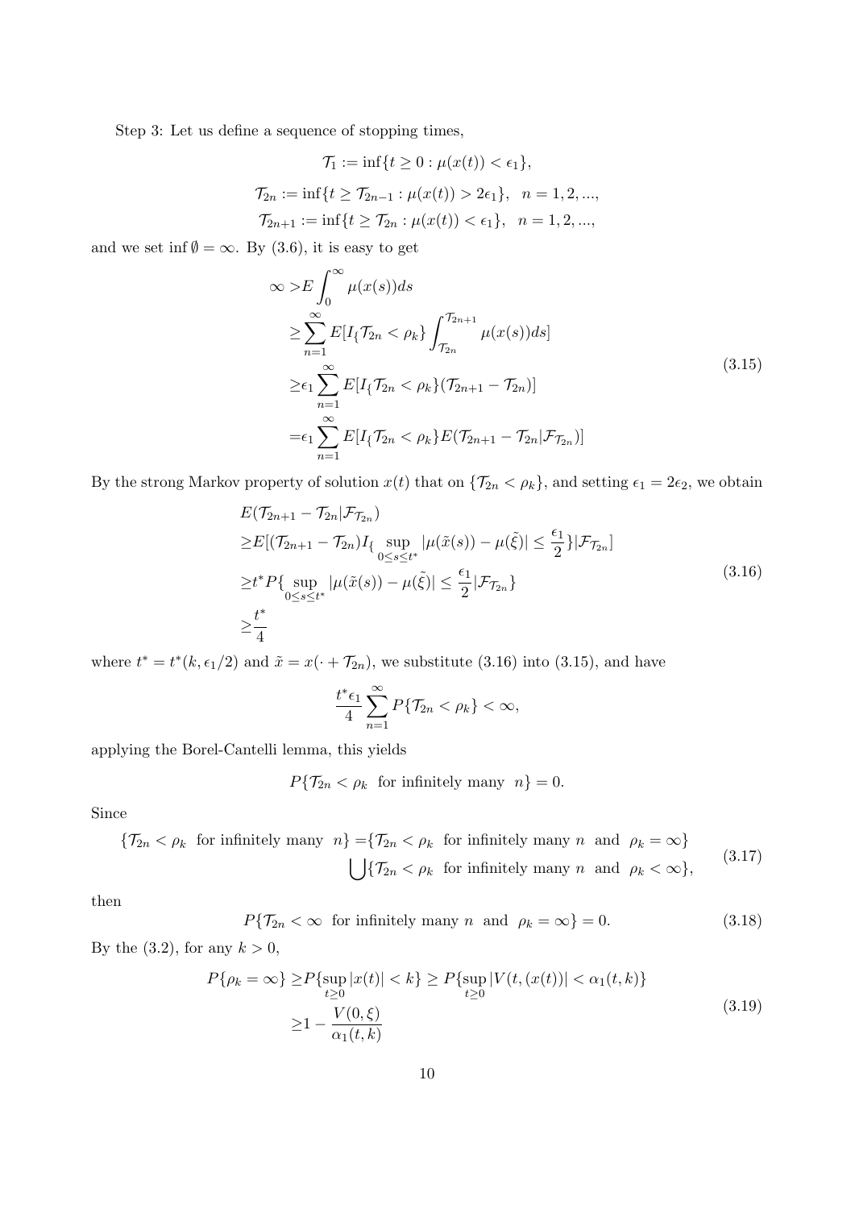Step 3: Let us define a sequence of stopping times,

$$\mathcal{T}_1 := \inf\{t \geq 0 : \mu(x(t)) < \epsilon_1\},$$

$$\mathcal{T}_{2n} := \inf\{t \geq \mathcal{T}_{2n-1} : \mu(x(t)) > 2\epsilon_1\}, \quad n = 1, 2, ...,$$

$$\mathcal{T}_{2n+1} := \inf\{t \geq \mathcal{T}_{2n} : \mu(x(t)) < \epsilon_1\}, \quad n = 1, 2, ...,$$

and we set $\inf \emptyset = \infty$. By (3.6), it is easy to get

$$\begin{aligned}
\infty >& E\int_0^\infty \mu(x(s))ds \\
\geq& \sum_{n=1}^{\infty} E[I_{\{}\mathcal{T}_{2n} < \rho_k\} \int_{\mathcal{T}_{2n}}^{\mathcal{T}_{2n+1}} \mu(x(s))ds] \\
\geq& \epsilon_1 \sum_{n=1}^{\infty} E[I_{\{}\mathcal{T}_{2n} < \rho_k\}(\mathcal{T}_{2n+1} - \mathcal{T}_{2n})] \\
=& \epsilon_1 \sum_{n=1}^{\infty} E[I_{\{}\mathcal{T}_{2n} < \rho_k\} E(\mathcal{T}_{2n+1} - \mathcal{T}_{2n}|\mathcal{F}_{\mathcal{T}_{2n}})]
\end{aligned} \tag{3.15}$$

By the strong Markov property of solution $x(t)$ that on $\{\mathcal{T}_{2n} < \rho_k\}$, and setting $\epsilon_1 = 2\epsilon_2$, we obtain

$$\begin{aligned}
& E(\mathcal{T}_{2n+1} - \mathcal{T}_{2n}|\mathcal{F}_{\mathcal{T}_{2n}}) \\
\geq& E[(\mathcal{T}_{2n+1} - \mathcal{T}_{2n}) I_{\{\sup_{0\leq s\leq t^*} |\mu(\tilde{x}(s)) - \mu(\tilde{\xi})| \leq \frac{\epsilon_1}{2}\}}|\mathcal{F}_{\mathcal{T}_{2n}}] \\
\geq& t^* P\{\sup_{0\leq s\leq t^*} |\mu(\tilde{x}(s)) - \mu(\tilde{\xi})| \leq \frac{\epsilon_1}{2}|\mathcal{F}_{\mathcal{T}_{2n}}\} \\
\geq& \frac{t^*}{4}
\end{aligned} \tag{3.16}$$

where $t^* = t^*(k, \epsilon_1/2)$ and $\tilde{x} = x(\cdot + \mathcal{T}_{2n})$, we substitute (3.16) into (3.15), and have

$$\frac{t^*\epsilon_1}{4} \sum_{n=1}^{\infty} P\{\mathcal{T}_{2n} < \rho_k\} < \infty,$$

applying the Borel-Cantelli lemma, this yields

$$P\{\mathcal{T}_{2n} < \rho_k \;\text{ for infinitely many }\; n\} = 0.$$

Since

$$\begin{aligned}
\{\mathcal{T}_{2n} < \rho_k \;\text{ for infinitely many }\; n\} =& \{\mathcal{T}_{2n} < \rho_k \;\text{ for infinitely many } n \;\text{ and }\; \rho_k = \infty\} \\
& \bigcup \{\mathcal{T}_{2n} < \rho_k \;\text{ for infinitely many } n \;\text{ and }\; \rho_k < \infty\},
\end{aligned} \tag{3.17}$$

then

$$P\{\mathcal{T}_{2n} < \infty \;\text{ for infinitely many } n \;\text{ and }\; \rho_k = \infty\} = 0. \tag{3.18}$$

By the (3.2), for any $k > 0$,

$$\begin{aligned}
P\{\rho_k = \infty\} \geq& P\{\sup_{t\geq 0} |x(t)| < k\} \geq P\{\sup_{t\geq 0} |V(t, (x(t))| < \alpha_1(t, k)\} \\
\geq& 1 - \frac{V(0, \xi)}{\alpha_1(t, k)}
\end{aligned} \tag{3.19}$$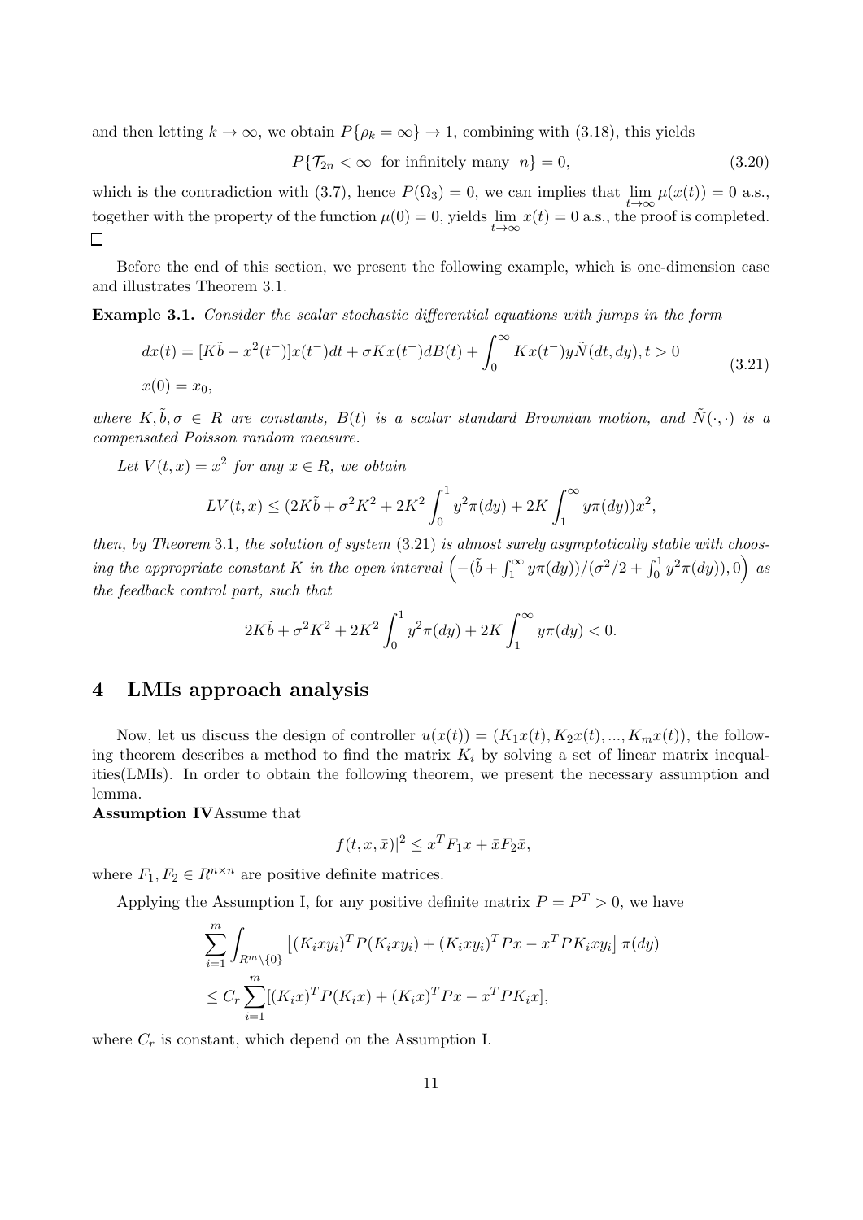and then letting $k \to \infty$, we obtain $P\{\rho_k = \infty\} \to 1$, combining with (3.18), this yields

$$P\{\mathcal{T}_{2n} < \infty \text{ for infinitely many } n\} = 0, \tag{3.20}$$

which is the contradiction with (3.7), hence $P(\Omega_3) = 0$, we can implies that $\lim_{t\to\infty} \mu(x(t)) = 0$ a.s., together with the property of the function $\mu(0) = 0$, yields $\lim_{t\to\infty} x(t) = 0$ a.s., the proof is completed. □

Before the end of this section, we present the following example, which is one-dimension case and illustrates Theorem 3.1.

**Example 3.1.** *Consider the scalar stochastic differential equations with jumps in the form*

$$\begin{aligned} dx(t) &= [K\tilde{b} - x^2(t^-)]x(t^-)dt + \sigma K x(t^-)dB(t) + \int_0^\infty K x(t^-) y \tilde{N}(dt, dy), t > 0 \\ x(0) &= x_0, \end{aligned} \tag{3.21}$$

*where $K, \tilde{b}, \sigma \in R$ are constants, $B(t)$ is a scalar standard Brownian motion, and $\tilde{N}(\cdot, \cdot)$ is a compensated Poisson random measure.*

*Let $V(t, x) = x^2$ for any $x \in R$, we obtain*

$$LV(t, x) \le (2K\tilde{b} + \sigma^2 K^2 + 2K^2 \int_0^1 y^2 \pi(dy) + 2K \int_1^\infty y \pi(dy)) x^2,$$

*then, by Theorem 3.1, the solution of system (3.21) is almost surely asymptotically stable with choosing the appropriate constant $K$ in the open interval $\left(-(\tilde{b} + \int_1^\infty y\pi(dy))/(\sigma^2/2 + \int_0^1 y^2 \pi(dy)), 0\right)$ as the feedback control part, such that*

$$2K\tilde{b} + \sigma^2 K^2 + 2K^2 \int_0^1 y^2 \pi(dy) + 2K \int_1^\infty y \pi(dy) < 0.$$

## 4 LMIs approach analysis

Now, let us discuss the design of controller $u(x(t)) = (K_1 x(t), K_2 x(t), ..., K_m x(t))$, the following theorem describes a method to find the matrix $K_i$ by solving a set of linear matrix inequalities(LMIs). In order to obtain the following theorem, we present the necessary assumption and lemma.

**Assumption IV**Assume that

$$|f(t, x, \bar{x})|^2 \le x^T F_1 x + \bar{x} F_2 \bar{x},$$

where $F_1, F_2 \in R^{n\times n}$ are positive definite matrices.

Applying the Assumption I, for any positive definite matrix $P = P^T > 0$, we have

$$\begin{aligned} &\sum_{i=1}^m \int_{R^m\setminus\{0\}} \left[(K_i x y_i)^T P (K_i x y_i) + (K_i x y_i)^T P x - x^T P K_i x y_i\right] \pi(dy) \\ &\le C_r \sum_{i=1}^m [(K_i x)^T P (K_i x) + (K_i x)^T P x - x^T P K_i x], \end{aligned}$$

where $C_r$ is constant, which depend on the Assumption I.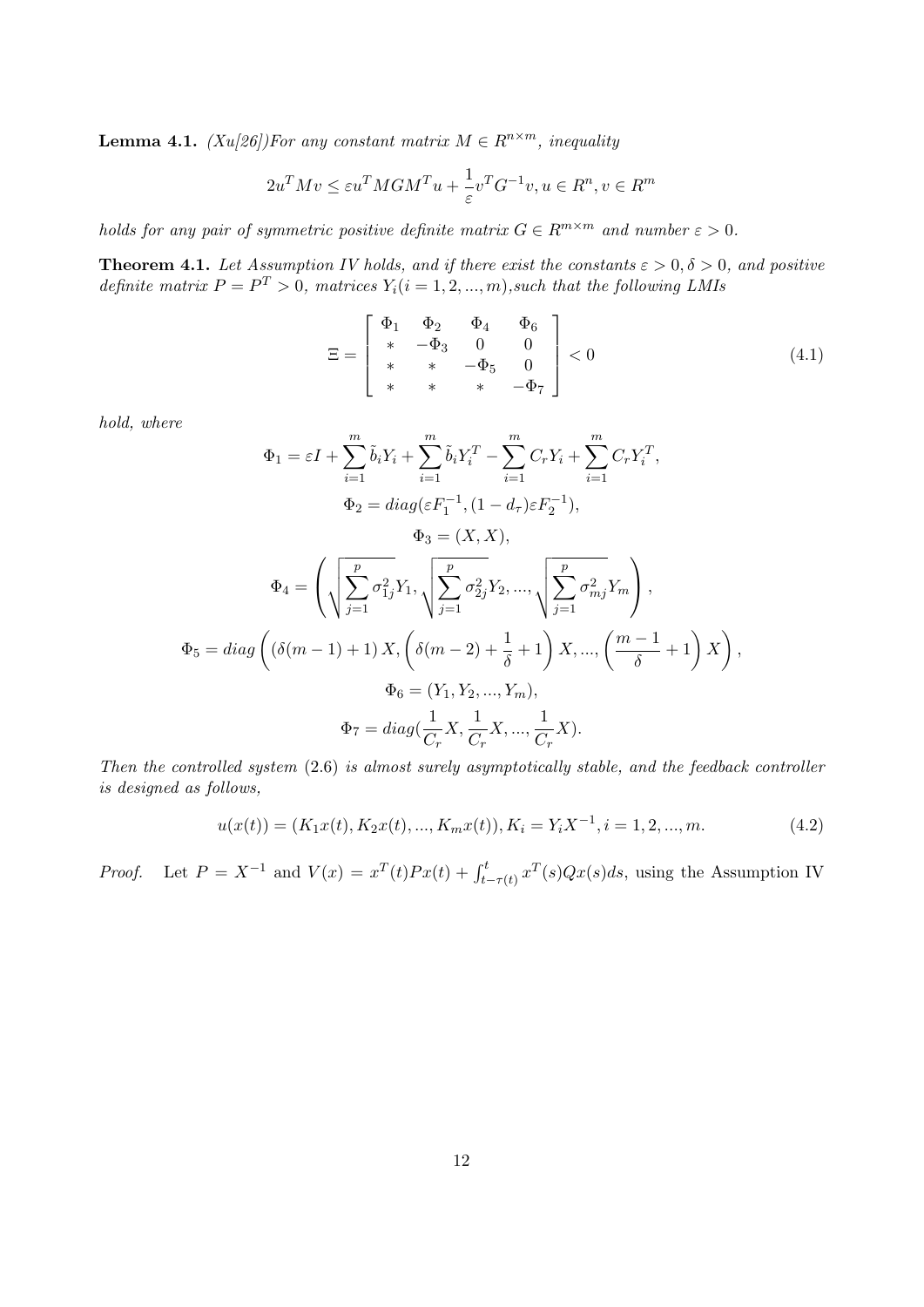**Lemma 4.1.** *(Xu[26])For any constant matrix $M \in R^{n\times m}$, inequality*

$$2u^T M v \leq \varepsilon u^T M G M^T u + \frac{1}{\varepsilon} v^T G^{-1} v, u \in R^n, v \in R^m$$

*holds for any pair of symmetric positive definite matrix $G \in R^{m\times m}$ and number $\varepsilon > 0$.*

**Theorem 4.1.** *Let Assumption IV holds, and if there exist the constants $\varepsilon > 0, \delta > 0$, and positive definite matrix $P = P^T > 0$, matrices $Y_i (i = 1, 2, ..., m)$,such that the following LMIs*

$$\Xi = \begin{bmatrix} \Phi_1 & \Phi_2 & \Phi_4 & \Phi_6 \\ * & -\Phi_3 & 0 & 0 \\ * & * & -\Phi_5 & 0 \\ * & * & * & -\Phi_7 \end{bmatrix} < 0 \tag{4.1}$$

*hold, where*

$$\Phi_1 = \varepsilon I + \sum_{i=1}^{m} \tilde{b}_i Y_i + \sum_{i=1}^{m} \tilde{b}_i Y_i^T - \sum_{i=1}^{m} C_r Y_i + \sum_{i=1}^{m} C_r Y_i^T,$$

$$\Phi_2 = diag(\varepsilon F_1^{-1}, (1 - d_\tau)\varepsilon F_2^{-1}),$$

$$\Phi_3 = (X, X),$$

$$\Phi_4 = \left( \sqrt{\sum_{j=1}^{p} \sigma_{1j}^2} Y_1, \sqrt{\sum_{j=1}^{p} \sigma_{2j}^2} Y_2, ..., \sqrt{\sum_{j=1}^{p} \sigma_{mj}^2} Y_m \right),$$

$$\Phi_5 = diag\left( (\delta(m-1) + 1) X, \left( \delta(m-2) + \frac{1}{\delta} + 1 \right) X, ..., \left( \frac{m-1}{\delta} + 1 \right) X \right),$$

$$\Phi_6 = (Y_1, Y_2, ..., Y_m),$$

$$\Phi_7 = diag(\frac{1}{C_r} X, \frac{1}{C_r} X, ..., \frac{1}{C_r} X).$$

*Then the controlled system (2.6) is almost surely asymptotically stable, and the feedback controller is designed as follows,*

$$u(x(t)) = (K_1 x(t), K_2 x(t), ..., K_m x(t)), K_i = Y_i X^{-1}, i = 1, 2, ..., m. \tag{4.2}$$

*Proof.* Let $P = X^{-1}$ and $V(x) = x^T(t) P x(t) + \int_{t-\tau(t)}^{t} x^T(s) Q x(s) ds$, using the Assumption IV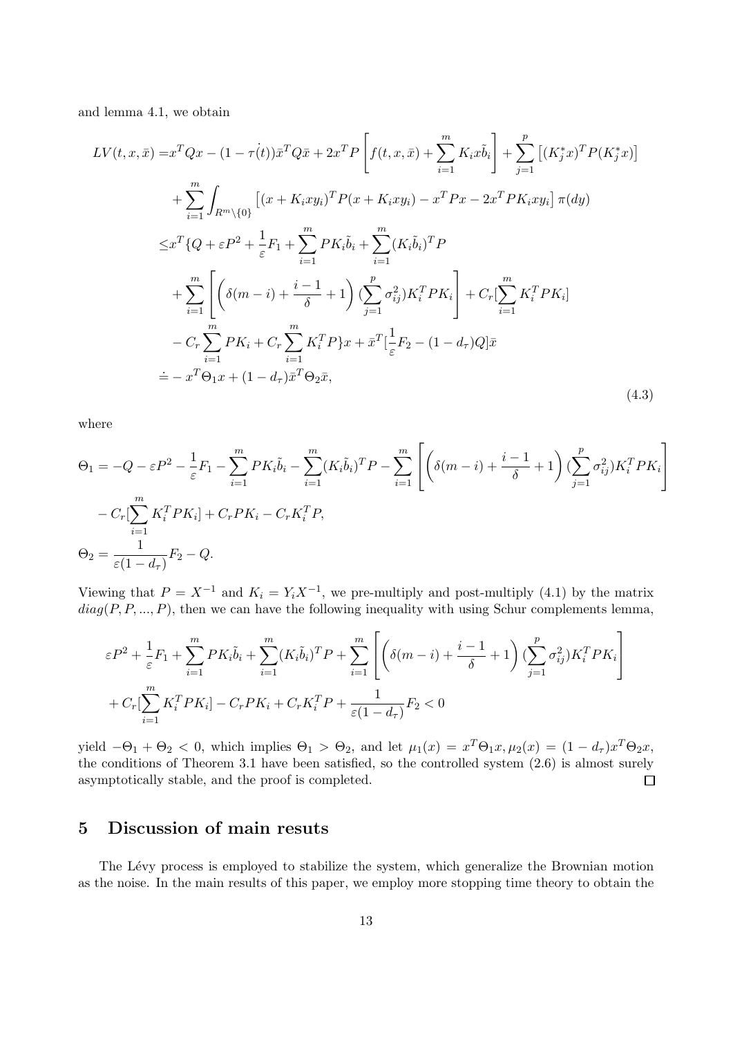and lemma 4.1, we obtain

$$
\begin{aligned}
LV(t,x,\bar{x}) =& x^TQx - (1-\dot{\tau(t)})\bar{x}^TQ\bar{x} + 2x^TP\left[f(t,x,\bar{x}) + \sum_{i=1}^{m} K_i x\tilde{b}_i\right] + \sum_{j=1}^{p}\left[(K_j^* x)^T P (K_j^* x)\right] \\
&+ \sum_{i=1}^{m}\int_{R^m\setminus\{0\}}\left[(x+K_ixy_i)^TP(x+K_ixy_i) - x^TPx - 2x^TPK_ixy_i\right]\pi(dy) \\
\leq& x^T\{Q + \varepsilon P^2 + \frac{1}{\varepsilon}F_1 + \sum_{i=1}^{m} PK_i\tilde{b}_i + \sum_{i=1}^{m}(K_i\tilde{b}_i)^TP \\
&+ \sum_{i=1}^{m}\left[\left(\delta(m-i) + \frac{i-1}{\delta} + 1\right)(\sum_{j=1}^{p}\sigma_{ij}^2)K_i^TPK_i\right] + C_r[\sum_{i=1}^{m}K_i^TPK_i] \\
&- C_r\sum_{i=1}^{m}PK_i + C_r\sum_{i=1}^{m}K_i^TP\}x + \bar{x}^T[\frac{1}{\varepsilon}F_2 - (1-d_\tau)Q]\bar{x} \\
\doteq& -x^T\Theta_1 x + (1-d_\tau)\bar{x}^T\Theta_2\bar{x},
\end{aligned}
\tag{4.3}
$$

where

$$
\begin{aligned}
\Theta_1 =& -Q - \varepsilon P^2 - \frac{1}{\varepsilon}F_1 - \sum_{i=1}^{m} PK_i\tilde{b}_i - \sum_{i=1}^{m}(K_i\tilde{b}_i)^TP - \sum_{i=1}^{m}\left[\left(\delta(m-i) + \frac{i-1}{\delta} + 1\right)(\sum_{j=1}^{p}\sigma_{ij}^2)K_i^TPK_i\right] \\
&- C_r[\sum_{i=1}^{m}K_i^TPK_i] + C_rPK_i - C_rK_i^TP, \\
\Theta_2 =& \frac{1}{\varepsilon(1-d_\tau)}F_2 - Q.
\end{aligned}
$$

Viewing that $P = X^{-1}$ and $K_i = Y_iX^{-1}$, we pre-multiply and post-multiply (4.1) by the matrix $diag(P,P,...,P)$, then we can have the following inequality with using Schur complements lemma,

$$
\begin{aligned}
&\varepsilon P^2 + \frac{1}{\varepsilon}F_1 + \sum_{i=1}^{m} PK_i\tilde{b}_i + \sum_{i=1}^{m}(K_i\tilde{b}_i)^TP + \sum_{i=1}^{m}\left[\left(\delta(m-i) + \frac{i-1}{\delta} + 1\right)(\sum_{j=1}^{p}\sigma_{ij}^2)K_i^TPK_i\right] \\
&+ C_r[\sum_{i=1}^{m}K_i^TPK_i] - C_rPK_i + C_rK_i^TP + \frac{1}{\varepsilon(1-d_\tau)}F_2 < 0
\end{aligned}
$$

yield $-\Theta_1 + \Theta_2 < 0$, which implies $\Theta_1 > \Theta_2$, and let $\mu_1(x) = x^T\Theta_1 x, \mu_2(x) = (1-d_\tau)x^T\Theta_2 x$, the conditions of Theorem 3.1 have been satisfied, so the controlled system (2.6) is almost surely asymptotically stable, and the proof is completed. □

## 5 Discussion of main resuts

The Lévy process is employed to stabilize the system, which generalize the Brownian motion as the noise. In the main results of this paper, we employ more stopping time theory to obtain the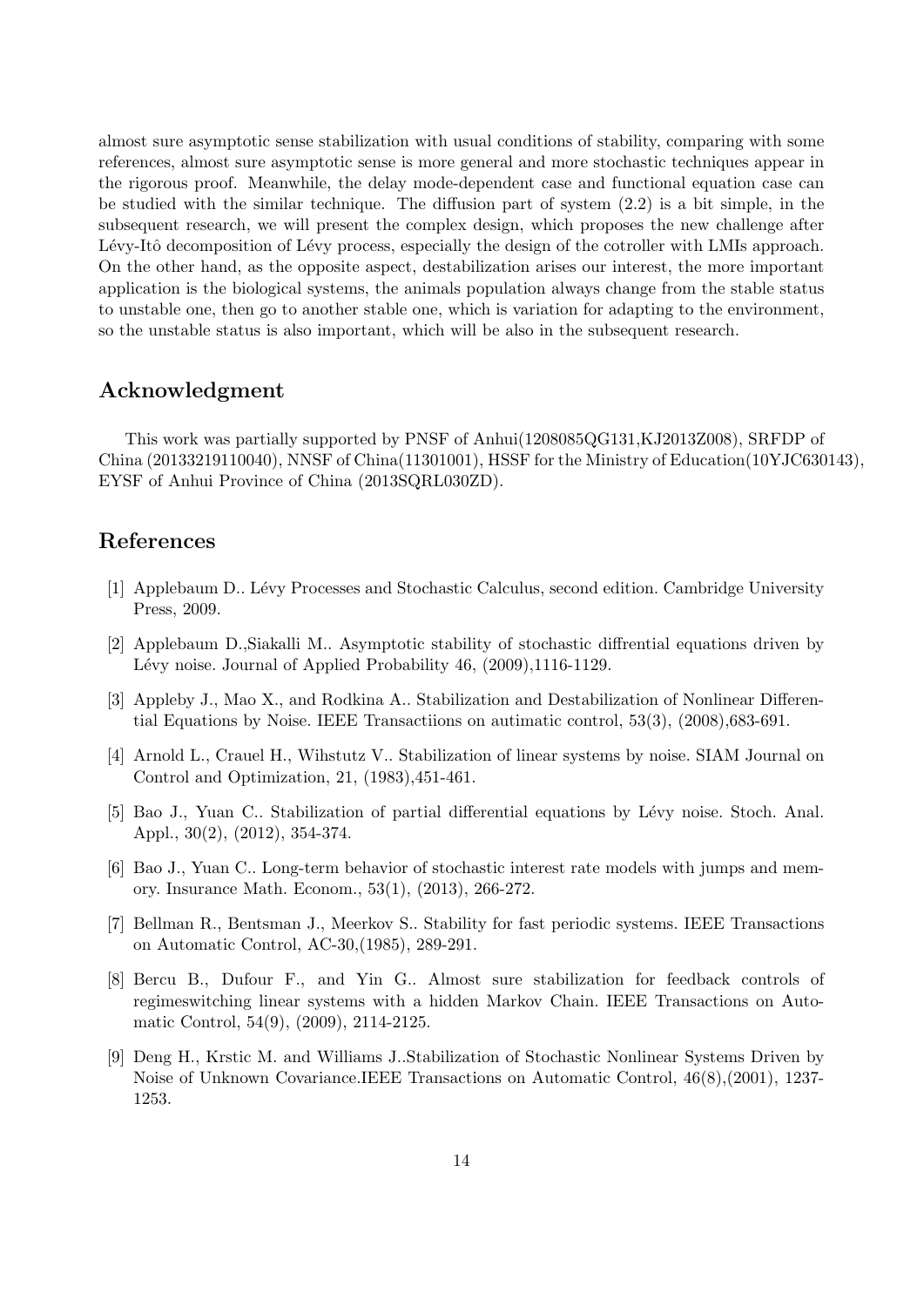almost sure asymptotic sense stabilization with usual conditions of stability, comparing with some references, almost sure asymptotic sense is more general and more stochastic techniques appear in the rigorous proof. Meanwhile, the delay mode-dependent case and functional equation case can be studied with the similar technique. The diffusion part of system (2.2) is a bit simple, in the subsequent research, we will present the complex design, which proposes the new challenge after Lévy-Itô decomposition of Lévy process, especially the design of the cotroller with LMIs approach. On the other hand, as the opposite aspect, destabilization arises our interest, the more important application is the biological systems, the animals population always change from the stable status to unstable one, then go to another stable one, which is variation for adapting to the environment, so the unstable status is also important, which will be also in the subsequent research.

## Acknowledgment

This work was partially supported by PNSF of Anhui(1208085QG131,KJ2013Z008), SRFDP of China (20133219110040), NNSF of China(11301001), HSSF for the Ministry of Education(10YJC630143), EYSF of Anhui Province of China (2013SQRL030ZD).

## References

[1] Applebaum D.. Lévy Processes and Stochastic Calculus, second edition. Cambridge University Press, 2009.

[2] Applebaum D.,Siakalli M.. Asymptotic stability of stochastic diffrential equations driven by Lévy noise. Journal of Applied Probability 46, (2009),1116-1129.

[3] Appleby J., Mao X., and Rodkina A.. Stabilization and Destabilization of Nonlinear Differential Equations by Noise. IEEE Transactiions on autimatic control, 53(3), (2008),683-691.

[4] Arnold L., Crauel H., Wihstutz V.. Stabilization of linear systems by noise. SIAM Journal on Control and Optimization, 21, (1983),451-461.

[5] Bao J., Yuan C.. Stabilization of partial differential equations by Lévy noise. Stoch. Anal. Appl., 30(2), (2012), 354-374.

[6] Bao J., Yuan C.. Long-term behavior of stochastic interest rate models with jumps and memory. Insurance Math. Econom., 53(1), (2013), 266-272.

[7] Bellman R., Bentsman J., Meerkov S.. Stability for fast periodic systems. IEEE Transactions on Automatic Control, AC-30,(1985), 289-291.

[8] Bercu B., Dufour F., and Yin G.. Almost sure stabilization for feedback controls of regimeswitching linear systems with a hidden Markov Chain. IEEE Transactions on Automatic Control, 54(9), (2009), 2114-2125.

[9] Deng H., Krstic M. and Williams J..Stabilization of Stochastic Nonlinear Systems Driven by Noise of Unknown Covariance.IEEE Transactions on Automatic Control, 46(8),(2001), 1237-1253.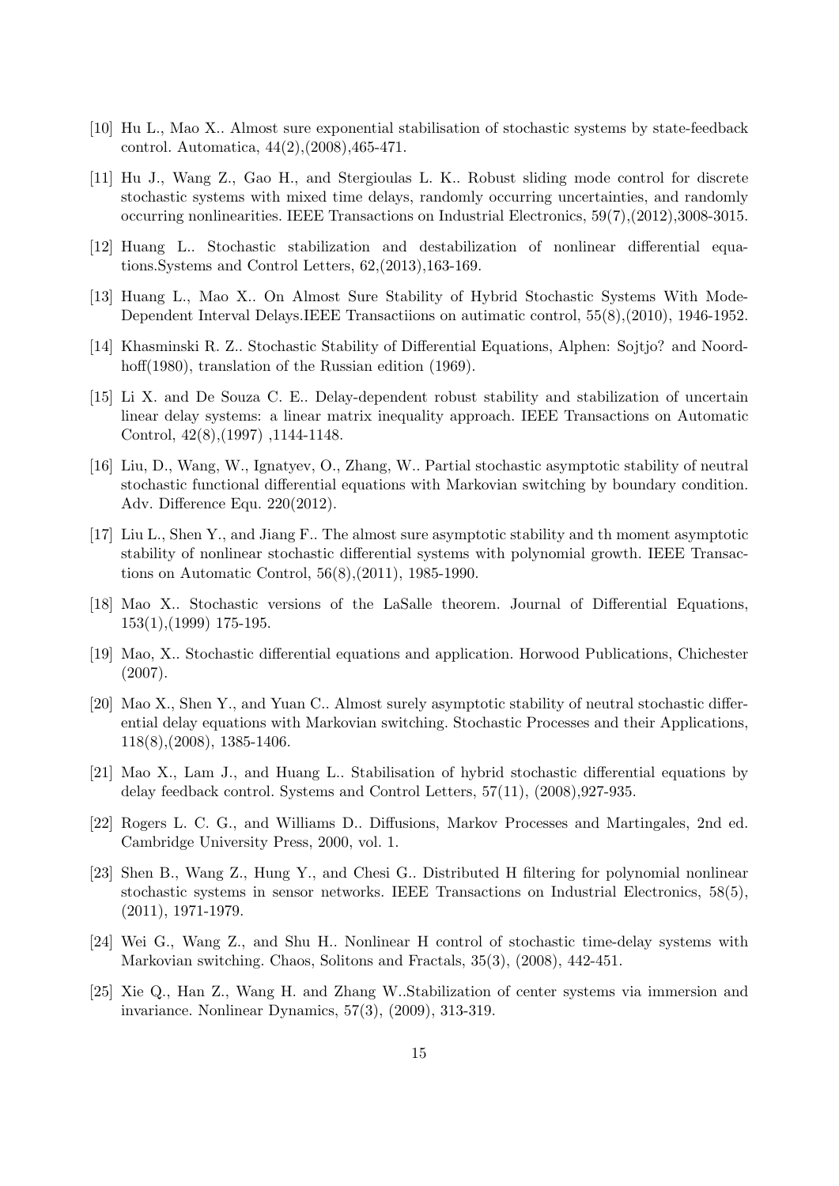[10] Hu L., Mao X.. Almost sure exponential stabilisation of stochastic systems by state-feedback control. Automatica, 44(2),(2008),465-471.

[11] Hu J., Wang Z., Gao H., and Stergioulas L. K.. Robust sliding mode control for discrete stochastic systems with mixed time delays, randomly occurring uncertainties, and randomly occurring nonlinearities. IEEE Transactions on Industrial Electronics, 59(7),(2012),3008-3015.

[12] Huang L.. Stochastic stabilization and destabilization of nonlinear differential equations.Systems and Control Letters, 62,(2013),163-169.

[13] Huang L., Mao X.. On Almost Sure Stability of Hybrid Stochastic Systems With Mode-Dependent Interval Delays.IEEE Transactiions on autimatic control, 55(8),(2010), 1946-1952.

[14] Khasminski R. Z.. Stochastic Stability of Differential Equations, Alphen: Sojtjo? and Noordhoff(1980), translation of the Russian edition (1969).

[15] Li X. and De Souza C. E.. Delay-dependent robust stability and stabilization of uncertain linear delay systems: a linear matrix inequality approach. IEEE Transactions on Automatic Control, 42(8),(1997) ,1144-1148.

[16] Liu, D., Wang, W., Ignatyev, O., Zhang, W.. Partial stochastic asymptotic stability of neutral stochastic functional differential equations with Markovian switching by boundary condition. Adv. Difference Equ. 220(2012).

[17] Liu L., Shen Y., and Jiang F.. The almost sure asymptotic stability and th moment asymptotic stability of nonlinear stochastic differential systems with polynomial growth. IEEE Transactions on Automatic Control, 56(8),(2011), 1985-1990.

[18] Mao X.. Stochastic versions of the LaSalle theorem. Journal of Differential Equations, 153(1),(1999) 175-195.

[19] Mao, X.. Stochastic differential equations and application. Horwood Publications, Chichester (2007).

[20] Mao X., Shen Y., and Yuan C.. Almost surely asymptotic stability of neutral stochastic differential delay equations with Markovian switching. Stochastic Processes and their Applications, 118(8),(2008), 1385-1406.

[21] Mao X., Lam J., and Huang L.. Stabilisation of hybrid stochastic differential equations by delay feedback control. Systems and Control Letters, 57(11), (2008),927-935.

[22] Rogers L. C. G., and Williams D.. Diffusions, Markov Processes and Martingales, 2nd ed. Cambridge University Press, 2000, vol. 1.

[23] Shen B., Wang Z., Hung Y., and Chesi G.. Distributed H filtering for polynomial nonlinear stochastic systems in sensor networks. IEEE Transactions on Industrial Electronics, 58(5), (2011), 1971-1979.

[24] Wei G., Wang Z., and Shu H.. Nonlinear H control of stochastic time-delay systems with Markovian switching. Chaos, Solitons and Fractals, 35(3), (2008), 442-451.

[25] Xie Q., Han Z., Wang H. and Zhang W..Stabilization of center systems via immersion and invariance. Nonlinear Dynamics, 57(3), (2009), 313-319.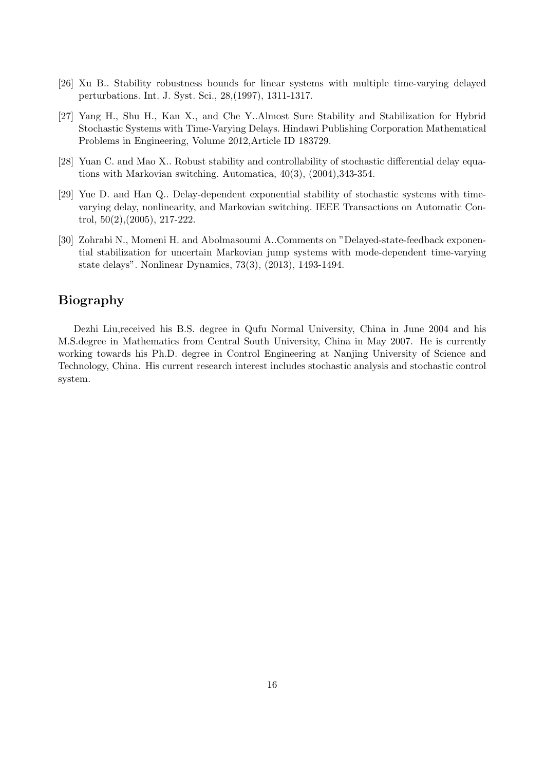[26] Xu B.. Stability robustness bounds for linear systems with multiple time-varying delayed perturbations. Int. J. Syst. Sci., 28,(1997), 1311-1317.

[27] Yang H., Shu H., Kan X., and Che Y..Almost Sure Stability and Stabilization for Hybrid Stochastic Systems with Time-Varying Delays. Hindawi Publishing Corporation Mathematical Problems in Engineering, Volume 2012,Article ID 183729.

[28] Yuan C. and Mao X.. Robust stability and controllability of stochastic differential delay equations with Markovian switching. Automatica, 40(3), (2004),343-354.

[29] Yue D. and Han Q.. Delay-dependent exponential stability of stochastic systems with time-varying delay, nonlinearity, and Markovian switching. IEEE Transactions on Automatic Control, 50(2),(2005), 217-222.

[30] Zohrabi N., Momeni H. and Abolmasoumi A..Comments on "Delayed-state-feedback exponential stabilization for uncertain Markovian jump systems with mode-dependent time-varying state delays". Nonlinear Dynamics, 73(3), (2013), 1493-1494.

## Biography

Dezhi Liu,received his B.S. degree in Qufu Normal University, China in June 2004 and his M.S.degree in Mathematics from Central South University, China in May 2007. He is currently working towards his Ph.D. degree in Control Engineering at Nanjing University of Science and Technology, China. His current research interest includes stochastic analysis and stochastic control system.